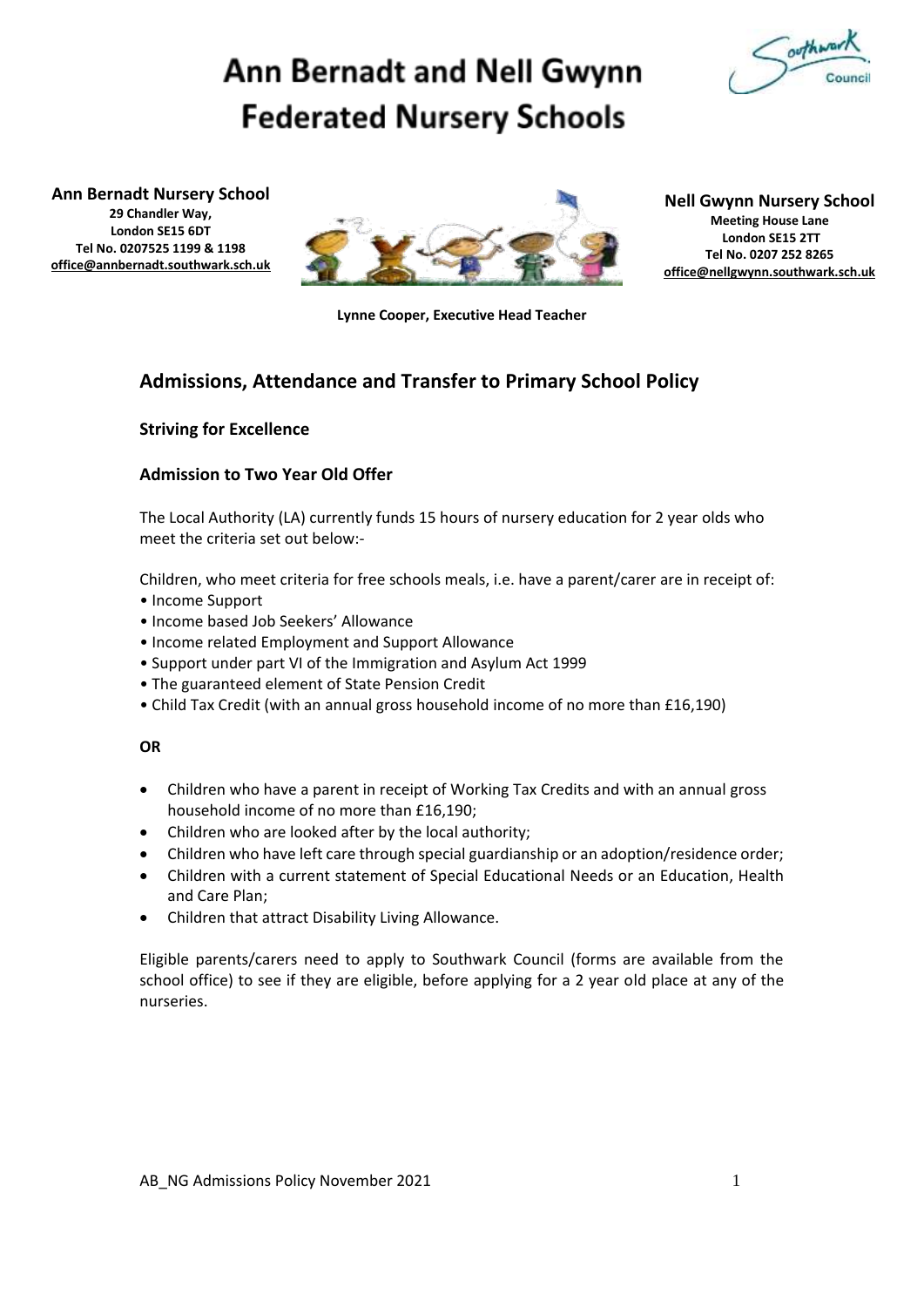# Ann Bernadt and Nell Gwynn Federated Nursery Schools

**Ann Bernadt Nursery School**
**29 Chandler Way,**
**London SE15 6DT**
**Tel No. 0207525 1199 & 1198**
**office@annbernadt.southwark.sch.uk**

**Nell Gwynn Nursery School**
**Meeting House Lane**
**London SE15 2TT**
**Tel No. 0207 252 8265**
**office@nellgwynn.southwark.sch.uk**

**Lynne Cooper, Executive Head Teacher**

## Admissions, Attendance and Transfer to Primary School Policy

### Striving for Excellence

### Admission to Two Year Old Offer

The Local Authority (LA) currently funds 15 hours of nursery education for 2 year olds who meet the criteria set out below:-

Children, who meet criteria for free schools meals, i.e. have a parent/carer are in receipt of:

- Income Support
- Income based Job Seekers' Allowance
- Income related Employment and Support Allowance
- Support under part VI of the Immigration and Asylum Act 1999
- The guaranteed element of State Pension Credit
- Child Tax Credit (with an annual gross household income of no more than £16,190)

**OR**

- Children who have a parent in receipt of Working Tax Credits and with an annual gross household income of no more than £16,190;
- Children who are looked after by the local authority;
- Children who have left care through special guardianship or an adoption/residence order;
- Children with a current statement of Special Educational Needs or an Education, Health and Care Plan;
- Children that attract Disability Living Allowance.

Eligible parents/carers need to apply to Southwark Council (forms are available from the school office) to see if they are eligible, before applying for a 2 year old place at any of the nurseries.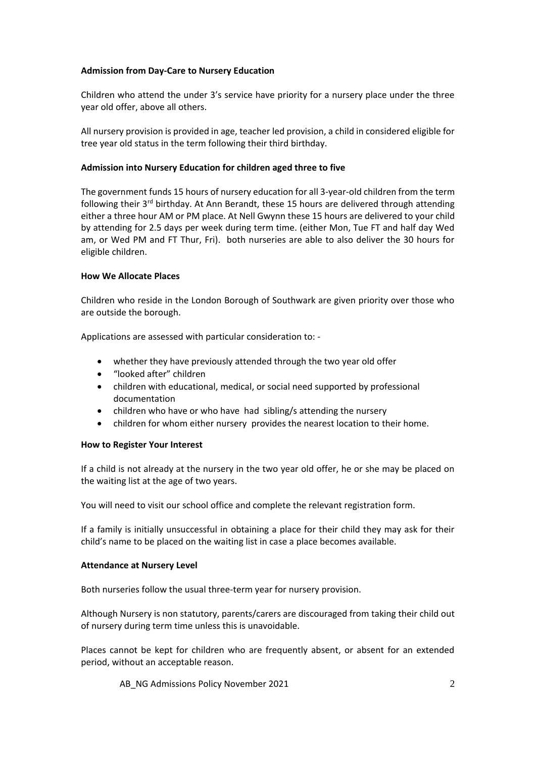**Admission from Day-Care to Nursery Education**

Children who attend the under 3's service have priority for a nursery place under the three year old offer, above all others.

All nursery provision is provided in age, teacher led provision, a child in considered eligible for tree year old status in the term following their third birthday.

**Admission into Nursery Education for children aged three to five**

The government funds 15 hours of nursery education for all 3-year-old children from the term following their 3rd birthday. At Ann Berandt, these 15 hours are delivered through attending either a three hour AM or PM place. At Nell Gwynn these 15 hours are delivered to your child by attending for 2.5 days per week during term time. (either Mon, Tue FT and half day Wed am, or Wed PM and FT Thur, Fri). both nurseries are able to also deliver the 30 hours for eligible children.

**How We Allocate Places**

Children who reside in the London Borough of Southwark are given priority over those who are outside the borough.

Applications are assessed with particular consideration to: -

- whether they have previously attended through the two year old offer
- "looked after" children
- children with educational, medical, or social need supported by professional documentation
- children who have or who have had sibling/s attending the nursery
- children for whom either nursery provides the nearest location to their home.

**How to Register Your Interest**

If a child is not already at the nursery in the two year old offer, he or she may be placed on the waiting list at the age of two years.

You will need to visit our school office and complete the relevant registration form.

If a family is initially unsuccessful in obtaining a place for their child they may ask for their child's name to be placed on the waiting list in case a place becomes available.

**Attendance at Nursery Level**

Both nurseries follow the usual three-term year for nursery provision.

Although Nursery is non statutory, parents/carers are discouraged from taking their child out of nursery during term time unless this is unavoidable.

Places cannot be kept for children who are frequently absent, or absent for an extended period, without an acceptable reason.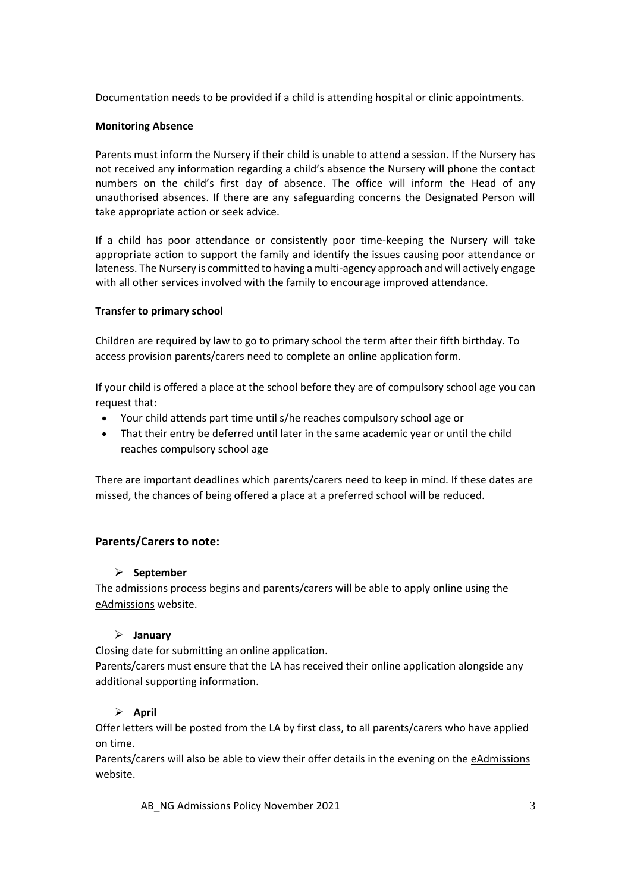Documentation needs to be provided if a child is attending hospital or clinic appointments.

**Monitoring Absence**

Parents must inform the Nursery if their child is unable to attend a session. If the Nursery has not received any information regarding a child's absence the Nursery will phone the contact numbers on the child's first day of absence. The office will inform the Head of any unauthorised absences. If there are any safeguarding concerns the Designated Person will take appropriate action or seek advice.

If a child has poor attendance or consistently poor time-keeping the Nursery will take appropriate action to support the family and identify the issues causing poor attendance or lateness. The Nursery is committed to having a multi-agency approach and will actively engage with all other services involved with the family to encourage improved attendance.

**Transfer to primary school**

Children are required by law to go to primary school the term after their fifth birthday. To access provision parents/carers need to complete an online application form.

If your child is offered a place at the school before they are of compulsory school age you can request that:

- Your child attends part time until s/he reaches compulsory school age or
- That their entry be deferred until later in the same academic year or until the child reaches compulsory school age

There are important deadlines which parents/carers need to keep in mind. If these dates are missed, the chances of being offered a place at a preferred school will be reduced.

## Parents/Carers to note:

- **September**

The admissions process begins and parents/carers will be able to apply online using the eAdmissions website.

- **January**

Closing date for submitting an online application.
Parents/carers must ensure that the LA has received their online application alongside any additional supporting information.

- **April**

Offer letters will be posted from the LA by first class, to all parents/carers who have applied on time.
Parents/carers will also be able to view their offer details in the evening on the eAdmissions website.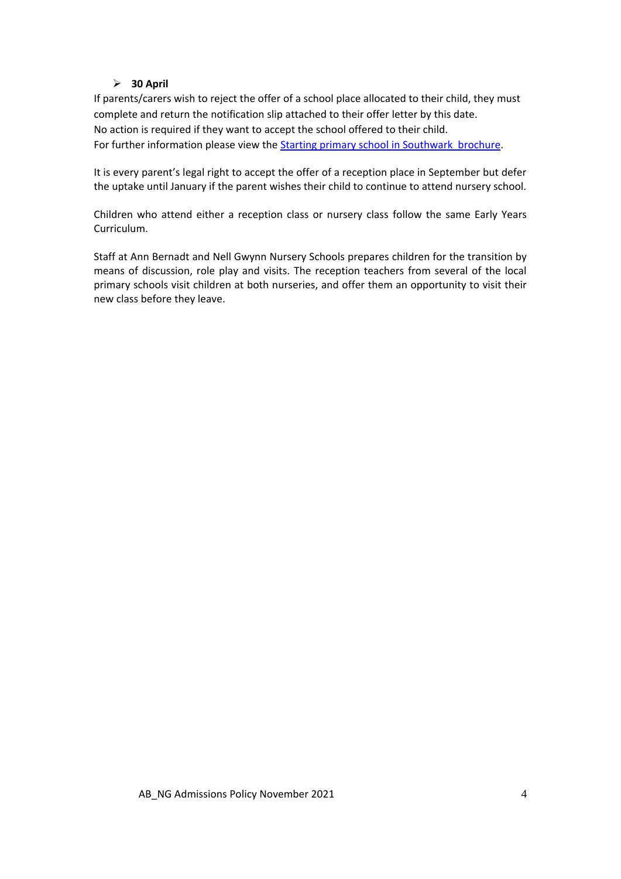- **30 April**

If parents/carers wish to reject the offer of a school place allocated to their child, they must complete and return the notification slip attached to their offer letter by this date.
No action is required if they want to accept the school offered to their child.
For further information please view the Starting primary school in Southwark brochure.

It is every parent's legal right to accept the offer of a reception place in September but defer the uptake until January if the parent wishes their child to continue to attend nursery school.

Children who attend either a reception class or nursery class follow the same Early Years Curriculum.

Staff at Ann Bernadt and Nell Gwynn Nursery Schools prepares children for the transition by means of discussion, role play and visits. The reception teachers from several of the local primary schools visit children at both nurseries, and offer them an opportunity to visit their new class before they leave.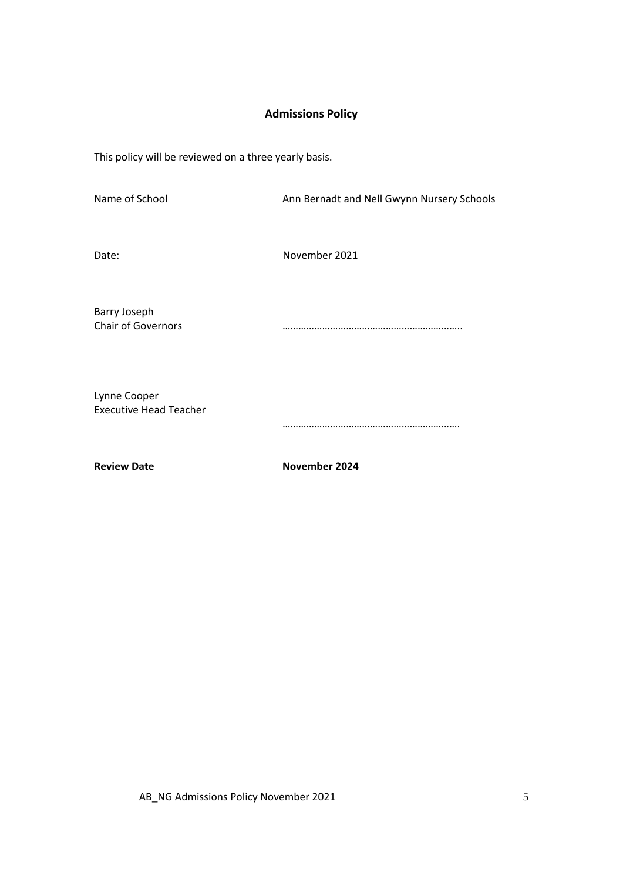## Admissions Policy

This policy will be reviewed on a three yearly basis.

| | |
|---|---|
| Name of School | Ann Bernadt and Nell Gwynn Nursery Schools |
| Date: | November 2021 |
| Barry Joseph<br>Chair of Governors | ………………………………………………………….. |
| Lynne Cooper<br>Executive Head Teacher | …………………………………………………………. |
| **Review Date** | **November 2024** |